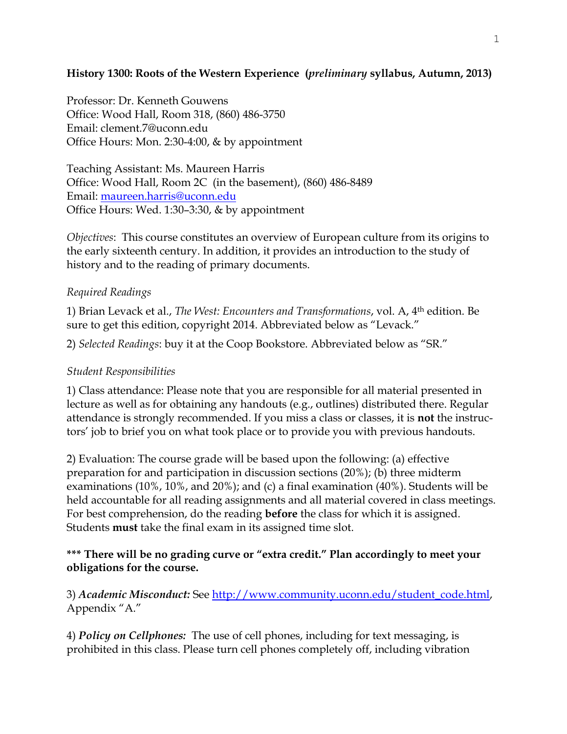**History 1300: Roots of the Western Experience (*preliminary* syllabus, Autumn, 2013)**

Professor: Dr. Kenneth Gouwens
Office: Wood Hall, Room 318, (860) 486-3750
Email: clement.7@uconn.edu
Office Hours: Mon. 2:30-4:00, & by appointment

Teaching Assistant: Ms. Maureen Harris
Office: Wood Hall, Room 2C (in the basement), (860) 486-8489
Email: maureen.harris@uconn.edu
Office Hours: Wed. 1:30–3:30, & by appointment

*Objectives*: This course constitutes an overview of European culture from its origins to the early sixteenth century. In addition, it provides an introduction to the study of history and to the reading of primary documents.

*Required Readings*

1) Brian Levack et al., *The West: Encounters and Transformations*, vol. A, 4th edition. Be sure to get this edition, copyright 2014. Abbreviated below as "Levack."

2) *Selected Readings*: buy it at the Coop Bookstore. Abbreviated below as "SR."

*Student Responsibilities*

1) Class attendance: Please note that you are responsible for all material presented in lecture as well as for obtaining any handouts (e.g., outlines) distributed there. Regular attendance is strongly recommended. If you miss a class or classes, it is **not** the instructors' job to brief you on what took place or to provide you with previous handouts.

2) Evaluation: The course grade will be based upon the following: (a) effective preparation for and participation in discussion sections (20%); (b) three midterm examinations (10%, 10%, and 20%); and (c) a final examination (40%). Students will be held accountable for all reading assignments and all material covered in class meetings. For best comprehension, do the reading **before** the class for which it is assigned. Students **must** take the final exam in its assigned time slot.

**\*\*\* There will be no grading curve or "extra credit." Plan accordingly to meet your obligations for the course.**

3) ***Academic Misconduct:*** See http://www.community.uconn.edu/student_code.html, Appendix "A."

4) ***Policy on Cellphones:*** The use of cell phones, including for text messaging, is prohibited in this class. Please turn cell phones completely off, including vibration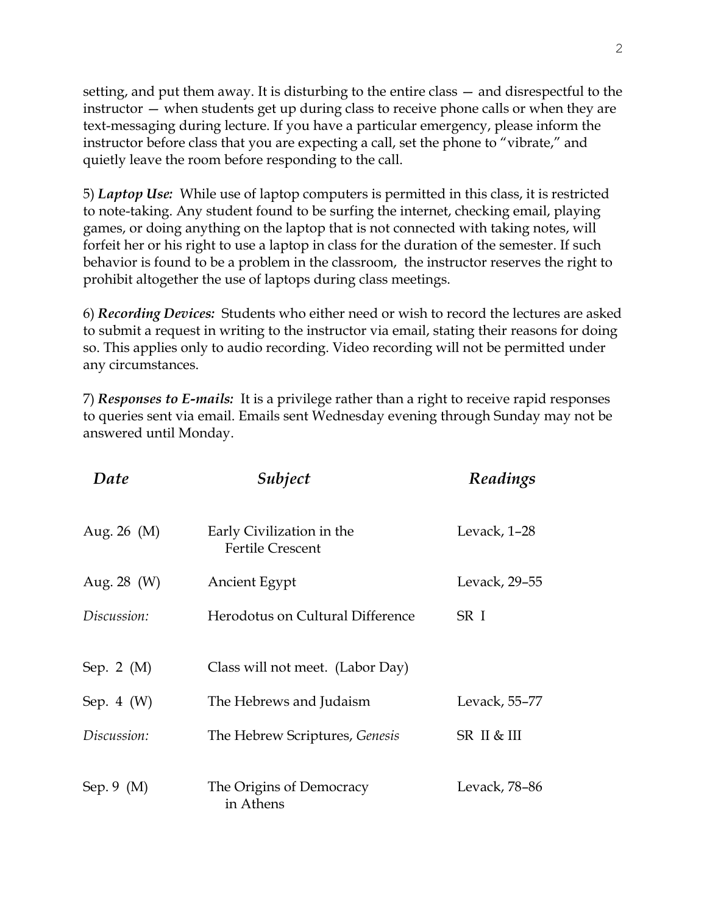setting, and put them away. It is disturbing to the entire class — and disrespectful to the instructor — when students get up during class to receive phone calls or when they are text-messaging during lecture. If you have a particular emergency, please inform the instructor before class that you are expecting a call, set the phone to "vibrate," and quietly leave the room before responding to the call.

5) ***Laptop Use:*** While use of laptop computers is permitted in this class, it is restricted to note-taking. Any student found to be surfing the internet, checking email, playing games, or doing anything on the laptop that is not connected with taking notes, will forfeit her or his right to use a laptop in class for the duration of the semester. If such behavior is found to be a problem in the classroom, the instructor reserves the right to prohibit altogether the use of laptops during class meetings.

6) ***Recording Devices:*** Students who either need or wish to record the lectures are asked to submit a request in writing to the instructor via email, stating their reasons for doing so. This applies only to audio recording. Video recording will not be permitted under any circumstances.

7) ***Responses to E-mails:*** It is a privilege rather than a right to receive rapid responses to queries sent via email. Emails sent Wednesday evening through Sunday may not be answered until Monday.

| *Date* | *Subject* | *Readings* |
|---|---|---|
| Aug. 26 (M) | Early Civilization in the Fertile Crescent | Levack, 1–28 |
| Aug. 28 (W) | Ancient Egypt | Levack, 29–55 |
| *Discussion:* | Herodotus on Cultural Difference | SR I |
| Sep. 2 (M) | Class will not meet. (Labor Day) | |
| Sep. 4 (W) | The Hebrews and Judaism | Levack, 55–77 |
| *Discussion:* | The Hebrew Scriptures, *Genesis* | SR II & III |
| Sep. 9 (M) | The Origins of Democracy in Athens | Levack, 78–86 |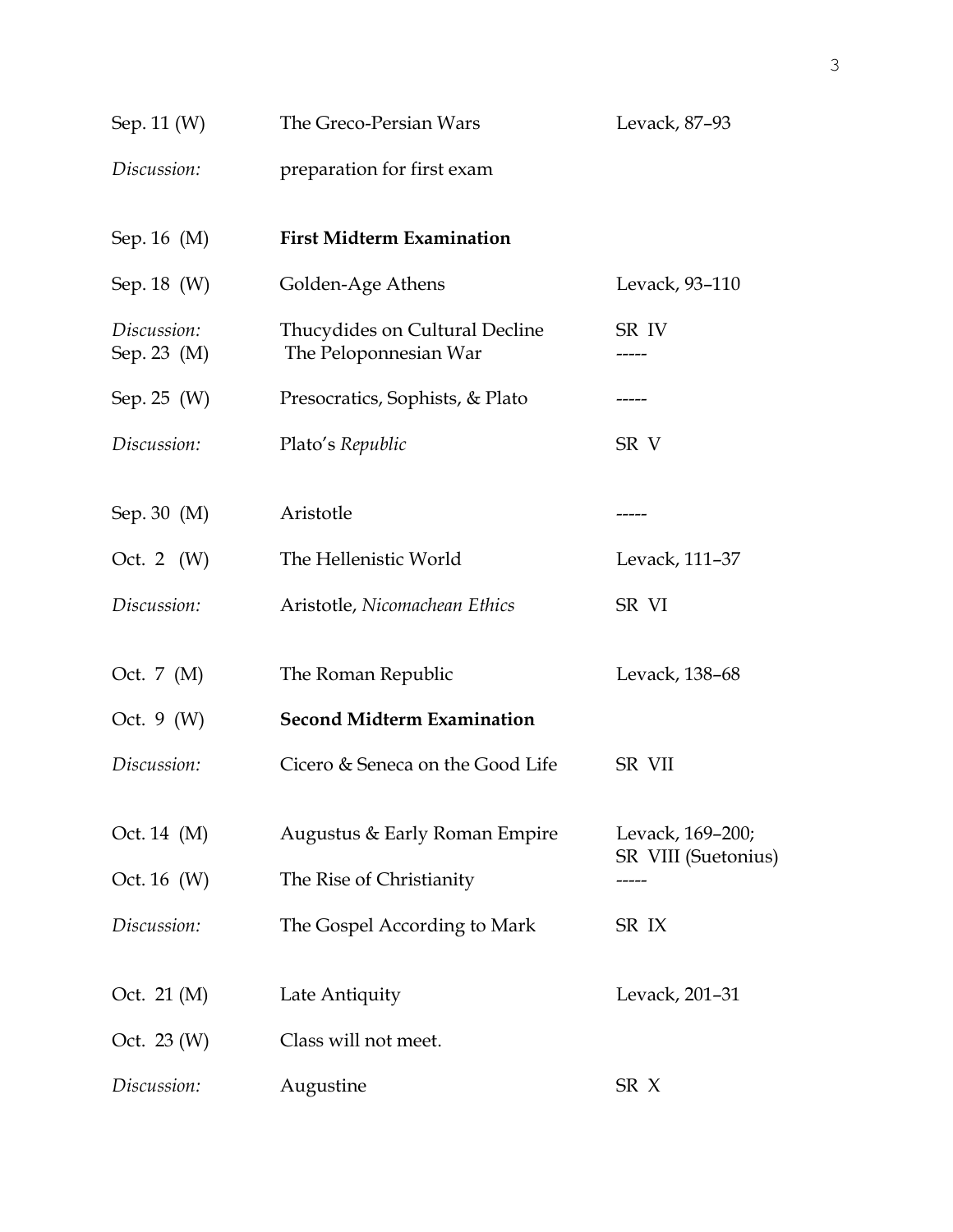| | | |
|---|---|---|
| Sep. 11 (W) | The Greco-Persian Wars | Levack, 87–93 |
| *Discussion:* | preparation for first exam | |
| Sep. 16 (M) | **First Midterm Examination** | |
| Sep. 18 (W) | Golden-Age Athens | Levack, 93–110 |
| *Discussion:* | Thucydides on Cultural Decline | SR IV |
| Sep. 23 (M) | The Peloponnesian War | ----- |
| Sep. 25 (W) | Presocratics, Sophists, & Plato | ----- |
| *Discussion:* | Plato's *Republic* | SR V |
| Sep. 30 (M) | Aristotle | ----- |
| Oct. 2 (W) | The Hellenistic World | Levack, 111–37 |
| *Discussion:* | Aristotle, *Nicomachean Ethics* | SR VI |
| Oct. 7 (M) | The Roman Republic | Levack, 138–68 |
| Oct. 9 (W) | **Second Midterm Examination** | |
| *Discussion:* | Cicero & Seneca on the Good Life | SR VII |
| Oct. 14 (M) | Augustus & Early Roman Empire | Levack, 169–200; SR VIII (Suetonius) |
| Oct. 16 (W) | The Rise of Christianity | ----- |
| *Discussion:* | The Gospel According to Mark | SR IX |
| Oct. 21 (M) | Late Antiquity | Levack, 201–31 |
| Oct. 23 (W) | Class will not meet. | |
| *Discussion:* | Augustine | SR X |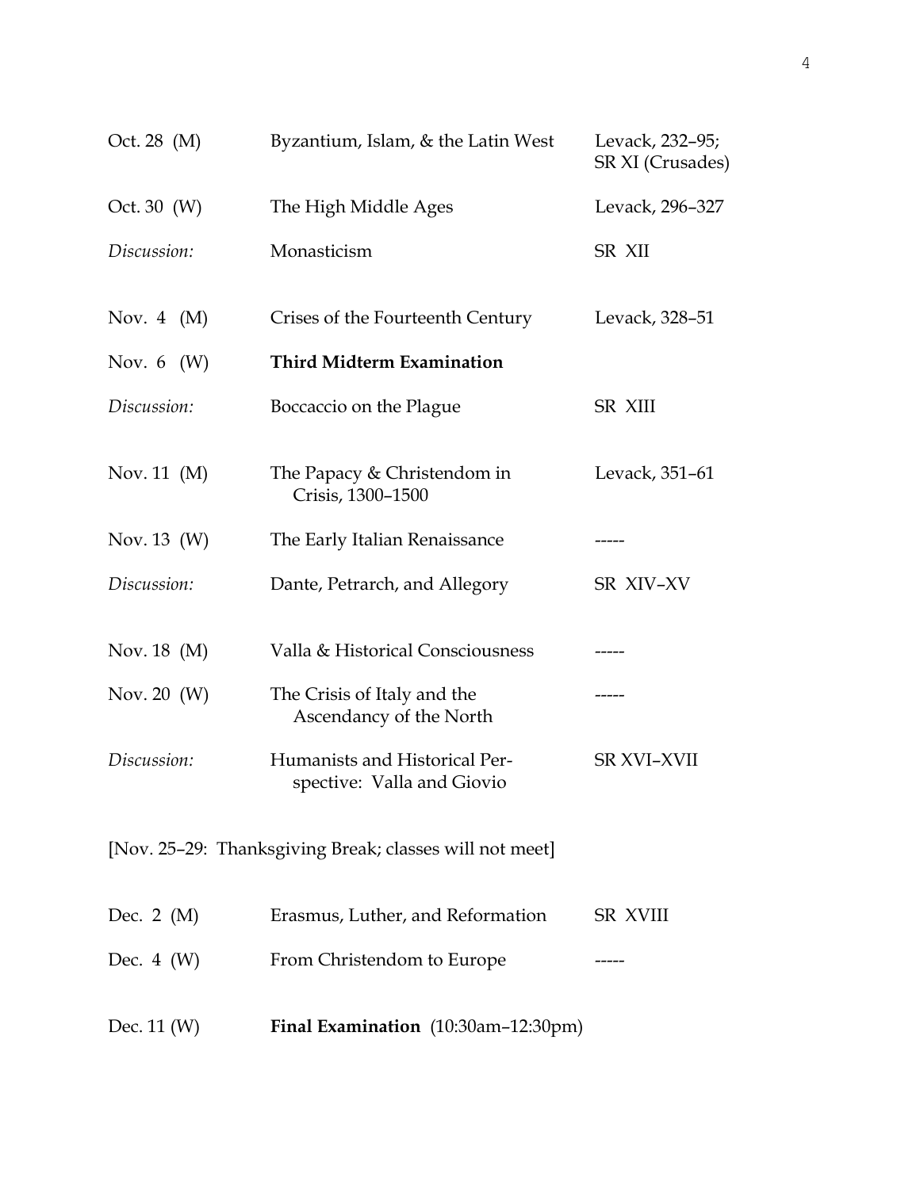| | | |
|---|---|---|
| Oct. 28 (M) | Byzantium, Islam, & the Latin West | Levack, 232–95; SR XI (Crusades) |
| Oct. 30 (W) | The High Middle Ages | Levack, 296–327 |
| *Discussion:* | Monasticism | SR XII |
| Nov. 4 (M) | Crises of the Fourteenth Century | Levack, 328–51 |
| Nov. 6 (W) | **Third Midterm Examination** | |
| *Discussion:* | Boccaccio on the Plague | SR XIII |
| Nov. 11 (M) | The Papacy & Christendom in Crisis, 1300–1500 | Levack, 351–61 |
| Nov. 13 (W) | The Early Italian Renaissance | ----- |
| *Discussion:* | Dante, Petrarch, and Allegory | SR XIV–XV |
| Nov. 18 (M) | Valla & Historical Consciousness | ----- |
| Nov. 20 (W) | The Crisis of Italy and the Ascendancy of the North | ----- |
| *Discussion:* | Humanists and Historical Perspective: Valla and Giovio | SR XVI–XVII |

[Nov. 25–29: Thanksgiving Break; classes will not meet]

| | | |
|---|---|---|
| Dec. 2 (M) | Erasmus, Luther, and Reformation | SR XVIII |
| Dec. 4 (W) | From Christendom to Europe | ----- |
| Dec. 11 (W) | **Final Examination** (10:30am–12:30pm) | |